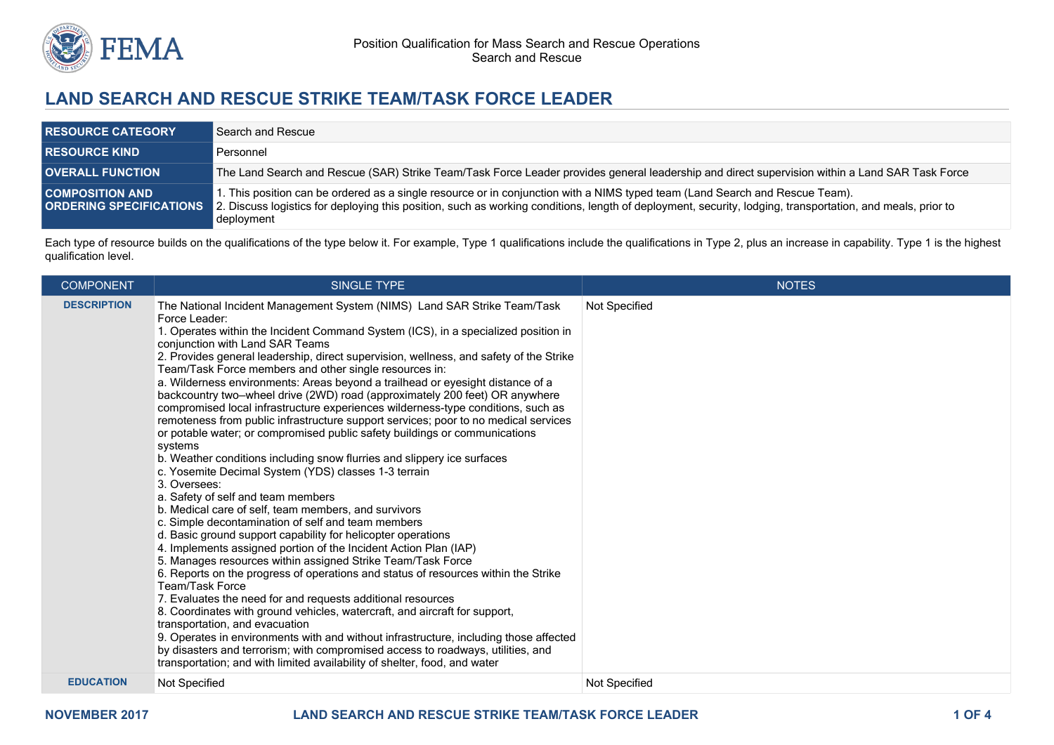Position Qualification for Mass Search and Rescue Operations
Search and Rescue

# LAND SEARCH AND RESCUE STRIKE TEAM/TASK FORCE LEADER

| | |
|---|---|
| **RESOURCE CATEGORY** | Search and Rescue |
| **RESOURCE KIND** | Personnel |
| **OVERALL FUNCTION** | The Land Search and Rescue (SAR) Strike Team/Task Force Leader provides general leadership and direct supervision within a Land SAR Task Force |
| **COMPOSITION AND ORDERING SPECIFICATIONS** | 1. This position can be ordered as a single resource or in conjunction with a NIMS typed team (Land Search and Rescue Team).<br>2. Discuss logistics for deploying this position, such as working conditions, length of deployment, security, lodging, transportation, and meals, prior to deployment |

Each type of resource builds on the qualifications of the type below it. For example, Type 1 qualifications include the qualifications in Type 2, plus an increase in capability. Type 1 is the highest qualification level.

| COMPONENT | SINGLE TYPE | NOTES |
|---|---|---|
| **DESCRIPTION** | The National Incident Management System (NIMS) Land SAR Strike Team/Task Force Leader:<br>1. Operates within the Incident Command System (ICS), in a specialized position in conjunction with Land SAR Teams<br>2. Provides general leadership, direct supervision, wellness, and safety of the Strike Team/Task Force members and other single resources in:<br>a. Wilderness environments: Areas beyond a trailhead or eyesight distance of a backcountry two–wheel drive (2WD) road (approximately 200 feet) OR anywhere compromised local infrastructure experiences wilderness-type conditions, such as remoteness from public infrastructure support services; poor to no medical services or potable water; or compromised public safety buildings or communications systems<br>b. Weather conditions including snow flurries and slippery ice surfaces<br>c. Yosemite Decimal System (YDS) classes 1-3 terrain<br>3. Oversees:<br>a. Safety of self and team members<br>b. Medical care of self, team members, and survivors<br>c. Simple decontamination of self and team members<br>d. Basic ground support capability for helicopter operations<br>4. Implements assigned portion of the Incident Action Plan (IAP)<br>5. Manages resources within assigned Strike Team/Task Force<br>6. Reports on the progress of operations and status of resources within the Strike Team/Task Force<br>7. Evaluates the need for and requests additional resources<br>8. Coordinates with ground vehicles, watercraft, and aircraft for support, transportation, and evacuation<br>9. Operates in environments with and without infrastructure, including those affected by disasters and terrorism; with compromised access to roadways, utilities, and transportation; and with limited availability of shelter, food, and water | Not Specified |
| **EDUCATION** | Not Specified | Not Specified |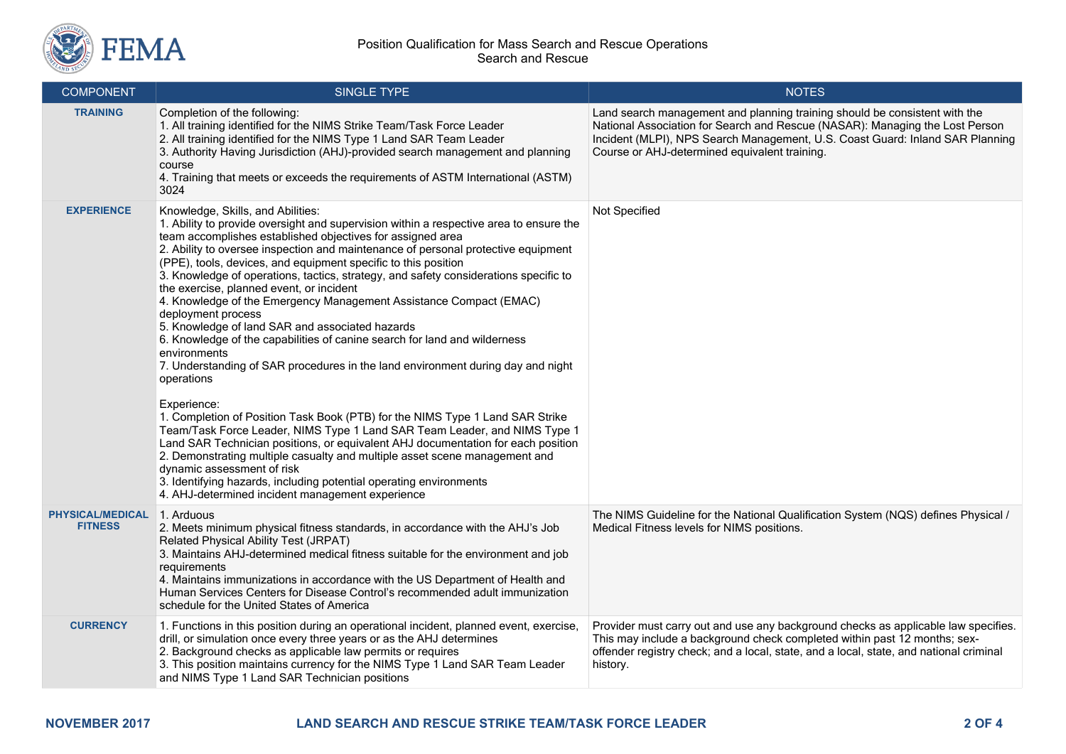| COMPONENT | SINGLE TYPE | NOTES |
|---|---|---|
| **TRAINING** | Completion of the following:<br>1. All training identified for the NIMS Strike Team/Task Force Leader<br>2. All training identified for the NIMS Type 1 Land SAR Team Leader<br>3. Authority Having Jurisdiction (AHJ)-provided search management and planning course<br>4. Training that meets or exceeds the requirements of ASTM International (ASTM) 3024 | Land search management and planning training should be consistent with the National Association for Search and Rescue (NASAR): Managing the Lost Person Incident (MLPI), NPS Search Management, U.S. Coast Guard: Inland SAR Planning Course or AHJ-determined equivalent training. |
| **EXPERIENCE** | Knowledge, Skills, and Abilities:<br>1. Ability to provide oversight and supervision within a respective area to ensure the team accomplishes established objectives for assigned area<br>2. Ability to oversee inspection and maintenance of personal protective equipment (PPE), tools, devices, and equipment specific to this position<br>3. Knowledge of operations, tactics, strategy, and safety considerations specific to the exercise, planned event, or incident<br>4. Knowledge of the Emergency Management Assistance Compact (EMAC) deployment process<br>5. Knowledge of land SAR and associated hazards<br>6. Knowledge of the capabilities of canine search for land and wilderness environments<br>7. Understanding of SAR procedures in the land environment during day and night operations<br><br>Experience:<br>1. Completion of Position Task Book (PTB) for the NIMS Type 1 Land SAR Strike Team/Task Force Leader, NIMS Type 1 Land SAR Team Leader, and NIMS Type 1 Land SAR Technician positions, or equivalent AHJ documentation for each position<br>2. Demonstrating multiple casualty and multiple asset scene management and dynamic assessment of risk<br>3. Identifying hazards, including potential operating environments<br>4. AHJ-determined incident management experience | Not Specified |
| **PHYSICAL/MEDICAL FITNESS** | 1. Arduous<br>2. Meets minimum physical fitness standards, in accordance with the AHJ's Job Related Physical Ability Test (JRPAT)<br>3. Maintains AHJ-determined medical fitness suitable for the environment and job requirements<br>4. Maintains immunizations in accordance with the US Department of Health and Human Services Centers for Disease Control's recommended adult immunization schedule for the United States of America | The NIMS Guideline for the National Qualification System (NQS) defines Physical / Medical Fitness levels for NIMS positions. |
| **CURRENCY** | 1. Functions in this position during an operational incident, planned event, exercise, drill, or simulation once every three years or as the AHJ determines<br>2. Background checks as applicable law permits or requires<br>3. This position maintains currency for the NIMS Type 1 Land SAR Team Leader and NIMS Type 1 Land SAR Technician positions | Provider must carry out and use any background checks as applicable law specifies. This may include a background check completed within past 12 months; sex-offender registry check; and a local, state, and a local, state, and national criminal history. |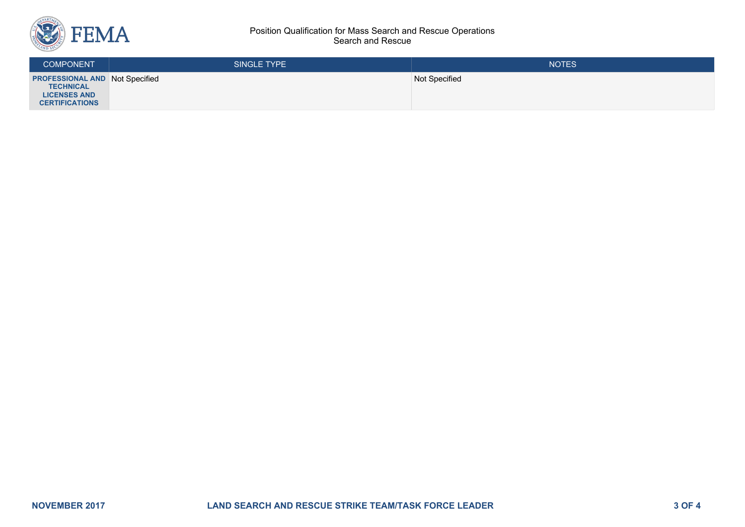| COMPONENT | SINGLE TYPE | NOTES |
| --- | --- | --- |
| **PROFESSIONAL AND TECHNICAL LICENSES AND CERTIFICATIONS** | Not Specified | Not Specified |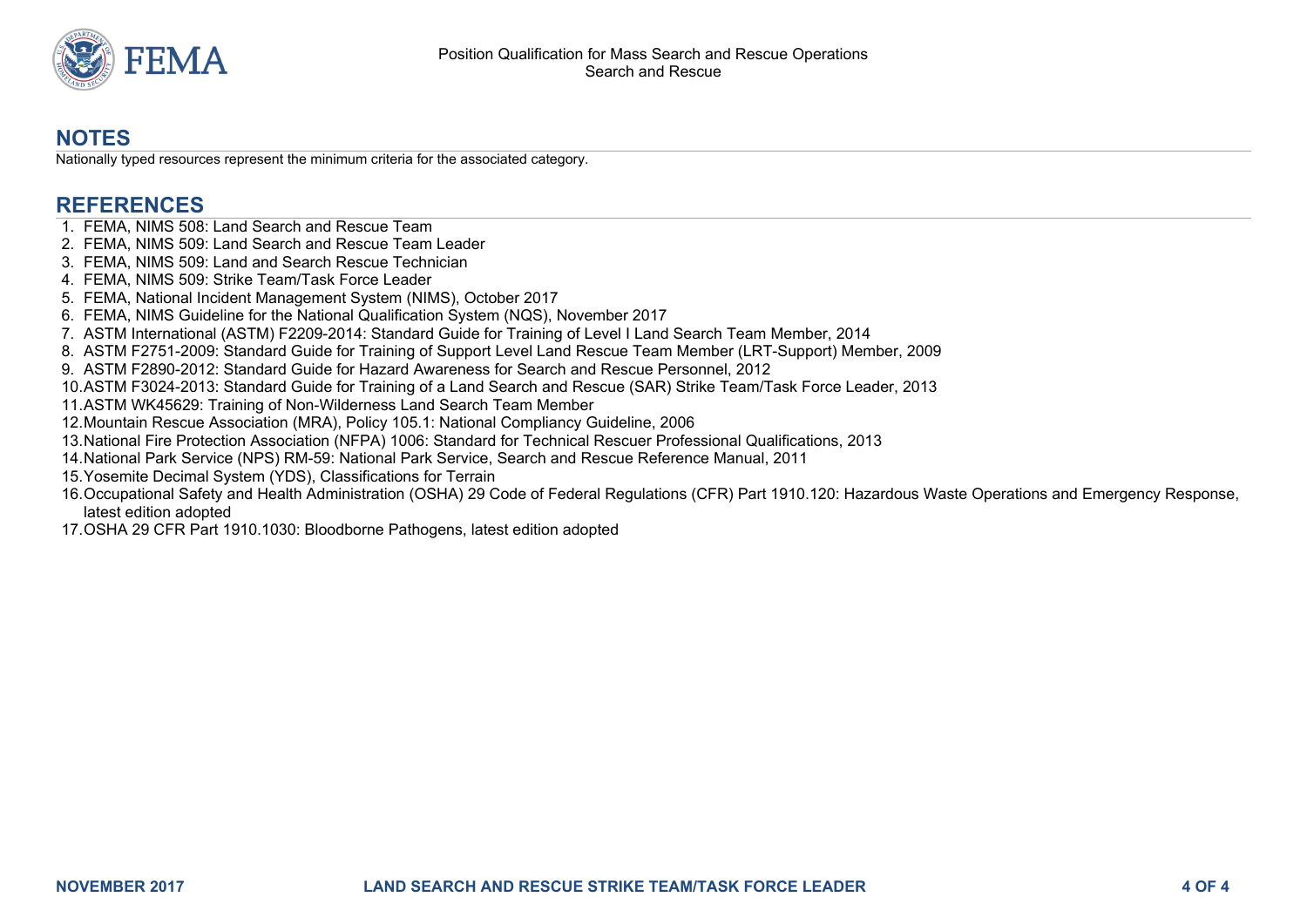## NOTES

Nationally typed resources represent the minimum criteria for the associated category.

## REFERENCES

1. FEMA, NIMS 508: Land Search and Rescue Team
2. FEMA, NIMS 509: Land Search and Rescue Team Leader
3. FEMA, NIMS 509: Land and Search Rescue Technician
4. FEMA, NIMS 509: Strike Team/Task Force Leader
5. FEMA, National Incident Management System (NIMS), October 2017
6. FEMA, NIMS Guideline for the National Qualification System (NQS), November 2017
7. ASTM International (ASTM) F2209-2014: Standard Guide for Training of Level I Land Search Team Member, 2014
8. ASTM F2751-2009: Standard Guide for Training of Support Level Land Rescue Team Member (LRT-Support) Member, 2009
9. ASTM F2890-2012: Standard Guide for Hazard Awareness for Search and Rescue Personnel, 2012
10. ASTM F3024-2013: Standard Guide for Training of a Land Search and Rescue (SAR) Strike Team/Task Force Leader, 2013
11. ASTM WK45629: Training of Non-Wilderness Land Search Team Member
12. Mountain Rescue Association (MRA), Policy 105.1: National Compliancy Guideline, 2006
13. National Fire Protection Association (NFPA) 1006: Standard for Technical Rescuer Professional Qualifications, 2013
14. National Park Service (NPS) RM-59: National Park Service, Search and Rescue Reference Manual, 2011
15. Yosemite Decimal System (YDS), Classifications for Terrain
16. Occupational Safety and Health Administration (OSHA) 29 Code of Federal Regulations (CFR) Part 1910.120: Hazardous Waste Operations and Emergency Response, latest edition adopted
17. OSHA 29 CFR Part 1910.1030: Bloodborne Pathogens, latest edition adopted